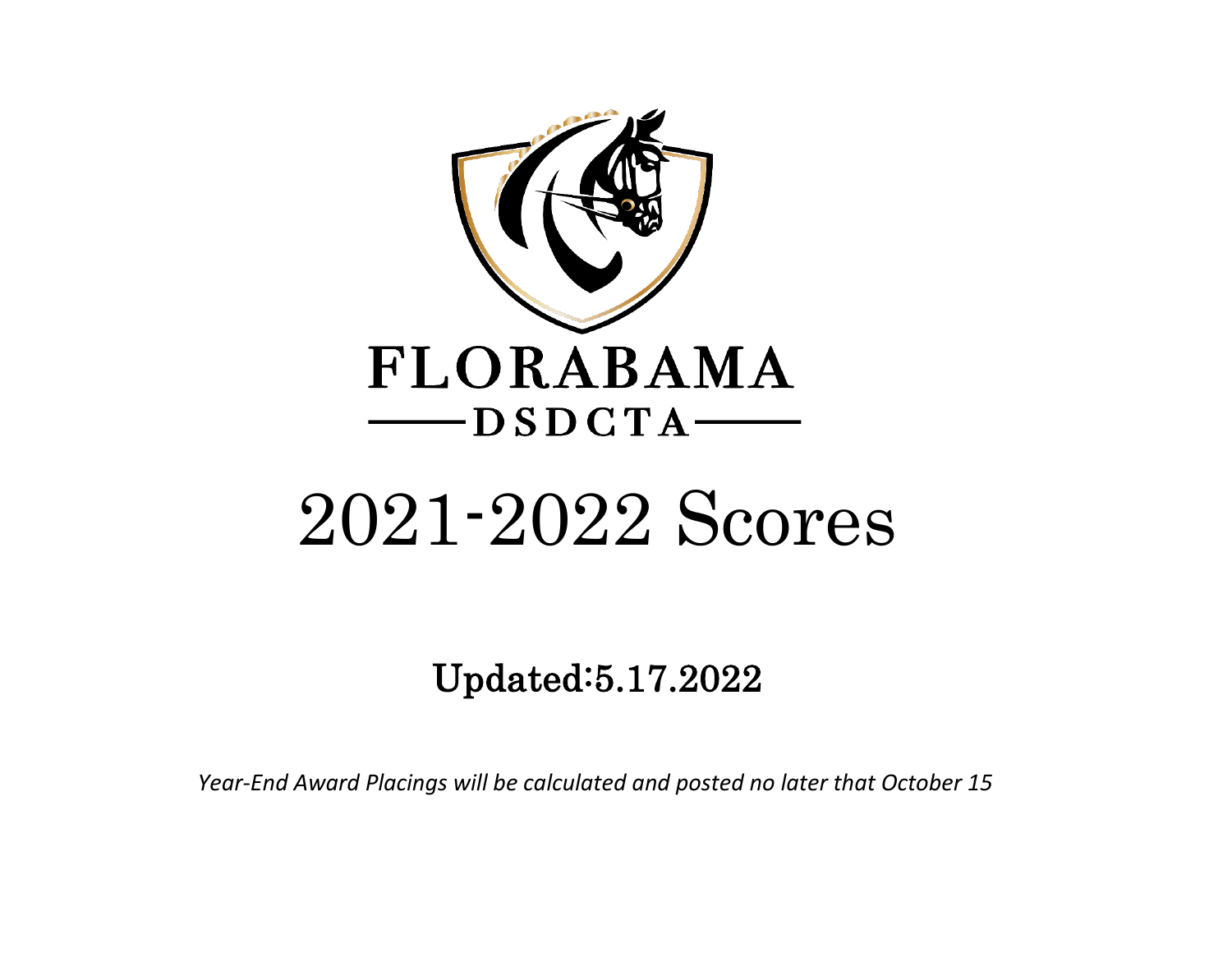# FLORABAMA

## DSDCTA

# 2021-2022 Scores

## Updated:5.17.2022

*Year-End Award Placings will be calculated and posted no later that October 15*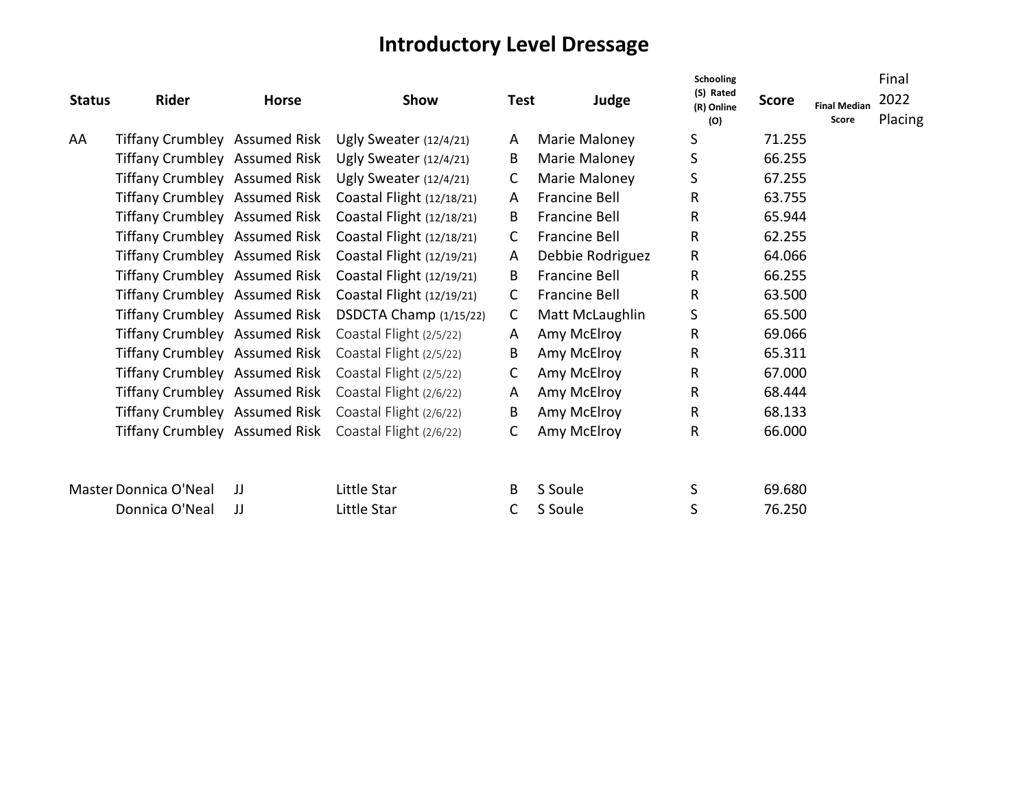# Introductory Level Dressage

| Status | Rider | Horse | Show | Test | Judge | Schooling (S) Rated (R) Online (O) | Score | Final Median Score | Final 2022 Placing |
|---|---|---|---|---|---|---|---|---|---|
| AA | Tiffany Crumbley | Assumed Risk | Ugly Sweater (12/4/21) | A | Marie Maloney | S | 71.255 | | |
| | Tiffany Crumbley | Assumed Risk | Ugly Sweater (12/4/21) | B | Marie Maloney | S | 66.255 | | |
| | Tiffany Crumbley | Assumed Risk | Ugly Sweater (12/4/21) | C | Marie Maloney | S | 67.255 | | |
| | Tiffany Crumbley | Assumed Risk | Coastal Flight (12/18/21) | A | Francine Bell | R | 63.755 | | |
| | Tiffany Crumbley | Assumed Risk | Coastal Flight (12/18/21) | B | Francine Bell | R | 65.944 | | |
| | Tiffany Crumbley | Assumed Risk | Coastal Flight (12/18/21) | C | Francine Bell | R | 62.255 | | |
| | Tiffany Crumbley | Assumed Risk | Coastal Flight (12/19/21) | A | Debbie Rodriguez | R | 64.066 | | |
| | Tiffany Crumbley | Assumed Risk | Coastal Flight (12/19/21) | B | Francine Bell | R | 66.255 | | |
| | Tiffany Crumbley | Assumed Risk | Coastal Flight (12/19/21) | C | Francine Bell | R | 63.500 | | |
| | Tiffany Crumbley | Assumed Risk | DSDCTA Champ (1/15/22) | C | Matt McLaughlin | S | 65.500 | | |
| | Tiffany Crumbley | Assumed Risk | Coastal Flight (2/5/22) | A | Amy McElroy | R | 69.066 | | |
| | Tiffany Crumbley | Assumed Risk | Coastal Flight (2/5/22) | B | Amy McElroy | R | 65.311 | | |
| | Tiffany Crumbley | Assumed Risk | Coastal Flight (2/5/22) | C | Amy McElroy | R | 67.000 | | |
| | Tiffany Crumbley | Assumed Risk | Coastal Flight (2/6/22) | A | Amy McElroy | R | 68.444 | | |
| | Tiffany Crumbley | Assumed Risk | Coastal Flight (2/6/22) | B | Amy McElroy | R | 68.133 | | |
| | Tiffany Crumbley | Assumed Risk | Coastal Flight (2/6/22) | C | Amy McElroy | R | 66.000 | | |
| | | | | | | | | | |
| Master | Donnica O'Neal | JJ | Little Star | B | S Soule | S | 69.680 | | |
| | Donnica O'Neal | JJ | Little Star | C | S Soule | S | 76.250 | | |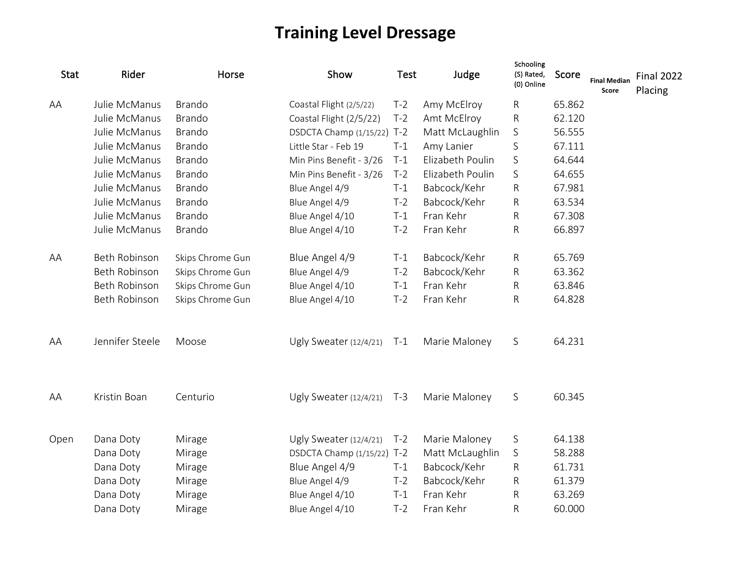# Training Level Dressage

| Stat | Rider | Horse | Show | Test | Judge | Schooling (S) Rated, (0) Online | Score | Final Median Score | Final 2022 Placing |
|---|---|---|---|---|---|---|---|---|---|
| AA | Julie McManus | Brando | Coastal Flight (2/5/22) | T-2 | Amy McElroy | R | 65.862 | | |
| | Julie McManus | Brando | Coastal Flight (2/5/22) | T-2 | Amt McElroy | R | 62.120 | | |
| | Julie McManus | Brando | DSDCTA Champ (1/15/22) | T-2 | Matt McLaughlin | S | 56.555 | | |
| | Julie McManus | Brando | Little Star - Feb 19 | T-1 | Amy Lanier | S | 67.111 | | |
| | Julie McManus | Brando | Min Pins Benefit - 3/26 | T-1 | Elizabeth Poulin | S | 64.644 | | |
| | Julie McManus | Brando | Min Pins Benefit - 3/26 | T-2 | Elizabeth Poulin | S | 64.655 | | |
| | Julie McManus | Brando | Blue Angel 4/9 | T-1 | Babcock/Kehr | R | 67.981 | | |
| | Julie McManus | Brando | Blue Angel 4/9 | T-2 | Babcock/Kehr | R | 63.534 | | |
| | Julie McManus | Brando | Blue Angel 4/10 | T-1 | Fran Kehr | R | 67.308 | | |
| | Julie McManus | Brando | Blue Angel 4/10 | T-2 | Fran Kehr | R | 66.897 | | |
| AA | Beth Robinson | Skips Chrome Gun | Blue Angel 4/9 | T-1 | Babcock/Kehr | R | 65.769 | | |
| | Beth Robinson | Skips Chrome Gun | Blue Angel 4/9 | T-2 | Babcock/Kehr | R | 63.362 | | |
| | Beth Robinson | Skips Chrome Gun | Blue Angel 4/10 | T-1 | Fran Kehr | R | 63.846 | | |
| | Beth Robinson | Skips Chrome Gun | Blue Angel 4/10 | T-2 | Fran Kehr | R | 64.828 | | |
| AA | Jennifer Steele | Moose | Ugly Sweater (12/4/21) | T-1 | Marie Maloney | S | 64.231 | | |
| AA | Kristin Boan | Centurio | Ugly Sweater (12/4/21) | T-3 | Marie Maloney | S | 60.345 | | |
| Open | Dana Doty | Mirage | Ugly Sweater (12/4/21) | T-2 | Marie Maloney | S | 64.138 | | |
| | Dana Doty | Mirage | DSDCTA Champ (1/15/22) | T-2 | Matt McLaughlin | S | 58.288 | | |
| | Dana Doty | Mirage | Blue Angel 4/9 | T-1 | Babcock/Kehr | R | 61.731 | | |
| | Dana Doty | Mirage | Blue Angel 4/9 | T-2 | Babcock/Kehr | R | 61.379 | | |
| | Dana Doty | Mirage | Blue Angel 4/10 | T-1 | Fran Kehr | R | 63.269 | | |
| | Dana Doty | Mirage | Blue Angel 4/10 | T-2 | Fran Kehr | R | 60.000 | | |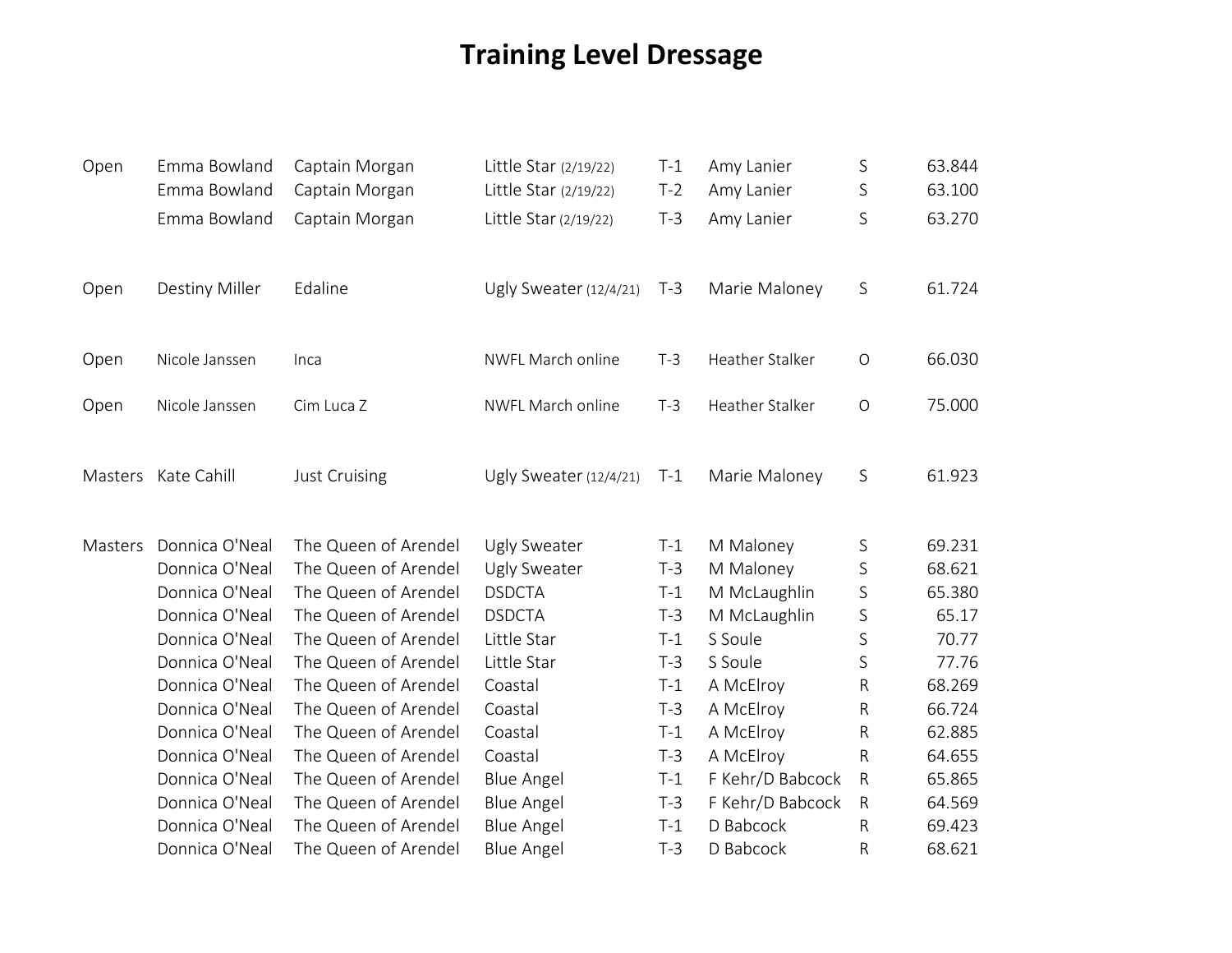# Training Level Dressage

| | | | | | | | |
|---|---|---|---|---|---|---|---|
| Open | Emma Bowland | Captain Morgan | Little Star (2/19/22) | T-1 | Amy Lanier | S | 63.844 |
| | Emma Bowland | Captain Morgan | Little Star (2/19/22) | T-2 | Amy Lanier | S | 63.100 |
| | Emma Bowland | Captain Morgan | Little Star (2/19/22) | T-3 | Amy Lanier | S | 63.270 |
| Open | Destiny Miller | Edaline | Ugly Sweater (12/4/21) | T-3 | Marie Maloney | S | 61.724 |
| Open | Nicole Janssen | Inca | NWFL March online | T-3 | Heather Stalker | O | 66.030 |
| Open | Nicole Janssen | Cim Luca Z | NWFL March online | T-3 | Heather Stalker | O | 75.000 |
| Masters | Kate Cahill | Just Cruising | Ugly Sweater (12/4/21) | T-1 | Marie Maloney | S | 61.923 |
| Masters | Donnica O'Neal | The Queen of Arendel | Ugly Sweater | T-1 | M Maloney | S | 69.231 |
| | Donnica O'Neal | The Queen of Arendel | Ugly Sweater | T-3 | M Maloney | S | 68.621 |
| | Donnica O'Neal | The Queen of Arendel | DSDCTA | T-1 | M McLaughlin | S | 65.380 |
| | Donnica O'Neal | The Queen of Arendel | DSDCTA | T-3 | M McLaughlin | S | 65.17 |
| | Donnica O'Neal | The Queen of Arendel | Little Star | T-1 | S Soule | S | 70.77 |
| | Donnica O'Neal | The Queen of Arendel | Little Star | T-3 | S Soule | S | 77.76 |
| | Donnica O'Neal | The Queen of Arendel | Coastal | T-1 | A McElroy | R | 68.269 |
| | Donnica O'Neal | The Queen of Arendel | Coastal | T-3 | A McElroy | R | 66.724 |
| | Donnica O'Neal | The Queen of Arendel | Coastal | T-1 | A McElroy | R | 62.885 |
| | Donnica O'Neal | The Queen of Arendel | Coastal | T-3 | A McElroy | R | 64.655 |
| | Donnica O'Neal | The Queen of Arendel | Blue Angel | T-1 | F Kehr/D Babcock | R | 65.865 |
| | Donnica O'Neal | The Queen of Arendel | Blue Angel | T-3 | F Kehr/D Babcock | R | 64.569 |
| | Donnica O'Neal | The Queen of Arendel | Blue Angel | T-1 | D Babcock | R | 69.423 |
| | Donnica O'Neal | The Queen of Arendel | Blue Angel | T-3 | D Babcock | R | 68.621 |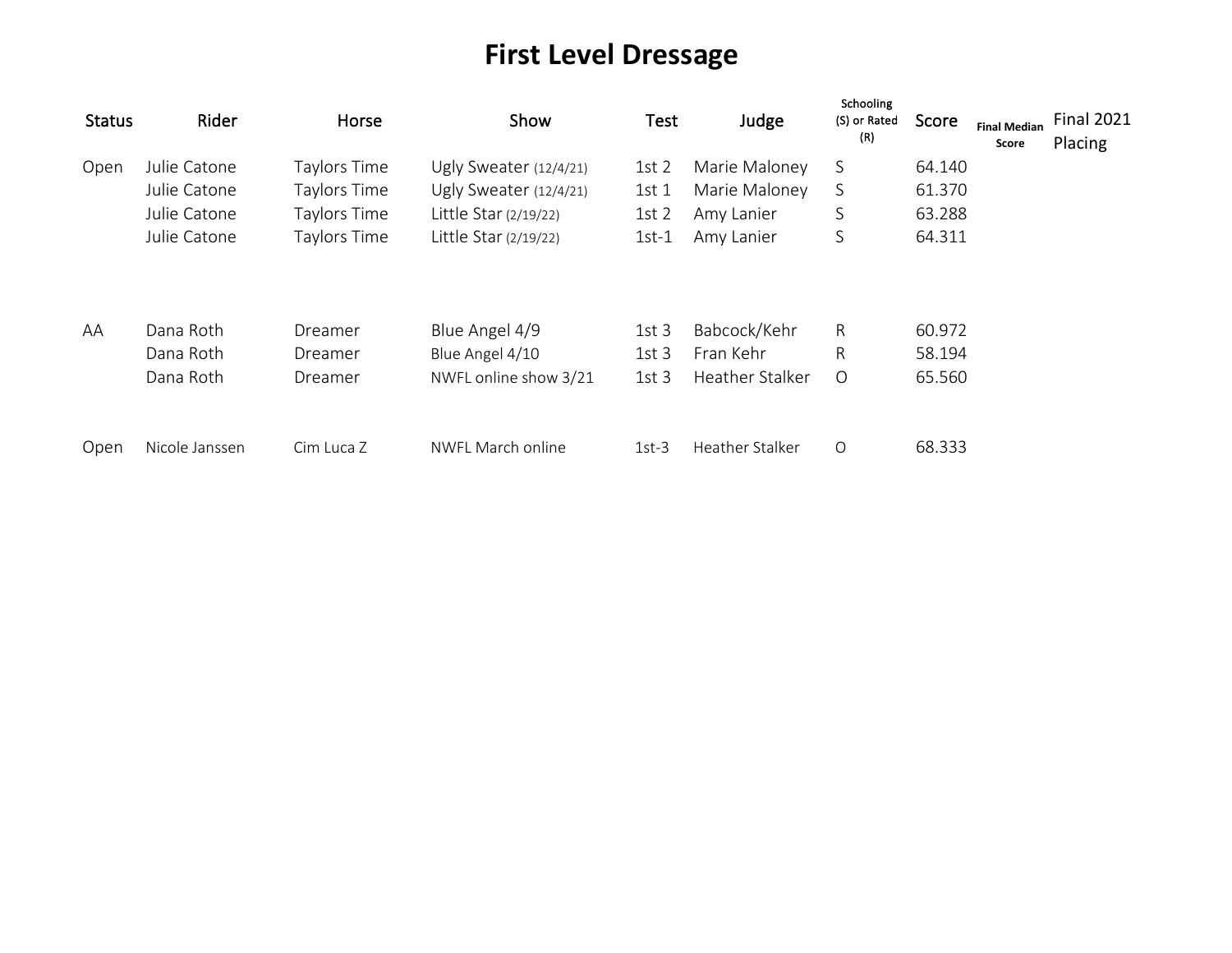# First Level Dressage

| Status | Rider | Horse | Show | Test | Judge | Schooling (S) or Rated (R) | Score | Final Median Score | Final 2021 Placing |
|---|---|---|---|---|---|---|---|---|---|
| Open | Julie Catone | Taylors Time | Ugly Sweater (12/4/21) | 1st 2 | Marie Maloney | S | 64.140 | | |
| | Julie Catone | Taylors Time | Ugly Sweater (12/4/21) | 1st 1 | Marie Maloney | S | 61.370 | | |
| | Julie Catone | Taylors Time | Little Star (2/19/22) | 1st 2 | Amy Lanier | S | 63.288 | | |
| | Julie Catone | Taylors Time | Little Star (2/19/22) | 1st-1 | Amy Lanier | S | 64.311 | | |
| | | | | | | | | | |
| AA | Dana Roth | Dreamer | Blue Angel 4/9 | 1st 3 | Babcock/Kehr | R | 60.972 | | |
| | Dana Roth | Dreamer | Blue Angel 4/10 | 1st 3 | Fran Kehr | R | 58.194 | | |
| | Dana Roth | Dreamer | NWFL online show 3/21 | 1st 3 | Heather Stalker | O | 65.560 | | |
| | | | | | | | | | |
| Open | Nicole Janssen | Cim Luca Z | NWFL March online | 1st-3 | Heather Stalker | O | 68.333 | | |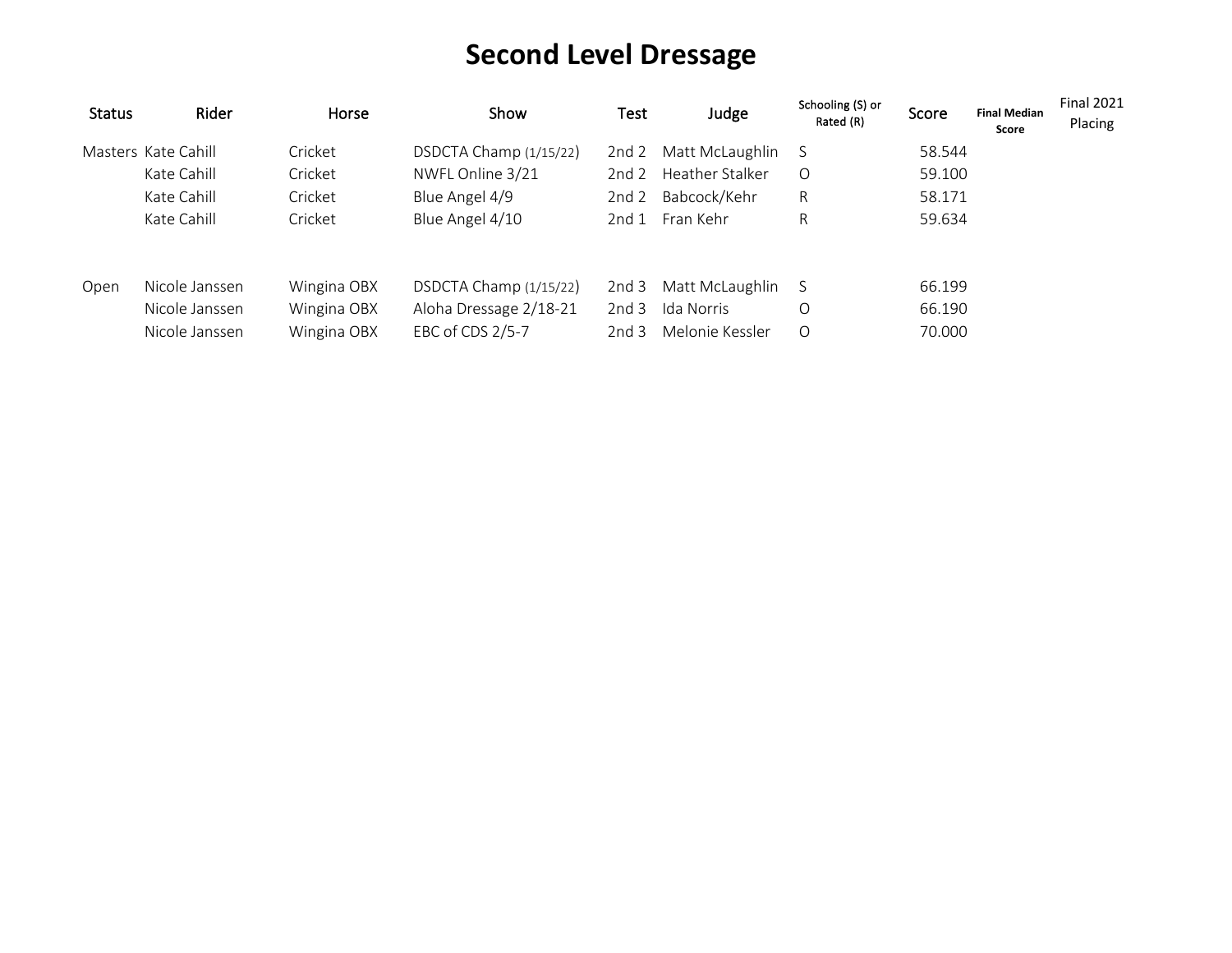# Second Level Dressage

| Status | Rider | Horse | Show | Test | Judge | Schooling (S) or Rated (R) | Score | Final Median Score | Final 2021 Placing |
|---|---|---|---|---|---|---|---|---|---|
| Masters | Kate Cahill | Cricket | DSDCTA Champ (1/15/22) | 2nd 2 | Matt McLaughlin | S | 58.544 | | |
| | Kate Cahill | Cricket | NWFL Online 3/21 | 2nd 2 | Heather Stalker | O | 59.100 | | |
| | Kate Cahill | Cricket | Blue Angel 4/9 | 2nd 2 | Babcock/Kehr | R | 58.171 | | |
| | Kate Cahill | Cricket | Blue Angel 4/10 | 2nd 1 | Fran Kehr | R | 59.634 | | |
| | | | | | | | | | |
| Open | Nicole Janssen | Wingina OBX | DSDCTA Champ (1/15/22) | 2nd 3 | Matt McLaughlin | S | 66.199 | | |
| | Nicole Janssen | Wingina OBX | Aloha Dressage 2/18-21 | 2nd 3 | Ida Norris | O | 66.190 | | |
| | Nicole Janssen | Wingina OBX | EBC of CDS 2/5-7 | 2nd 3 | Melonie Kessler | O | 70.000 | | |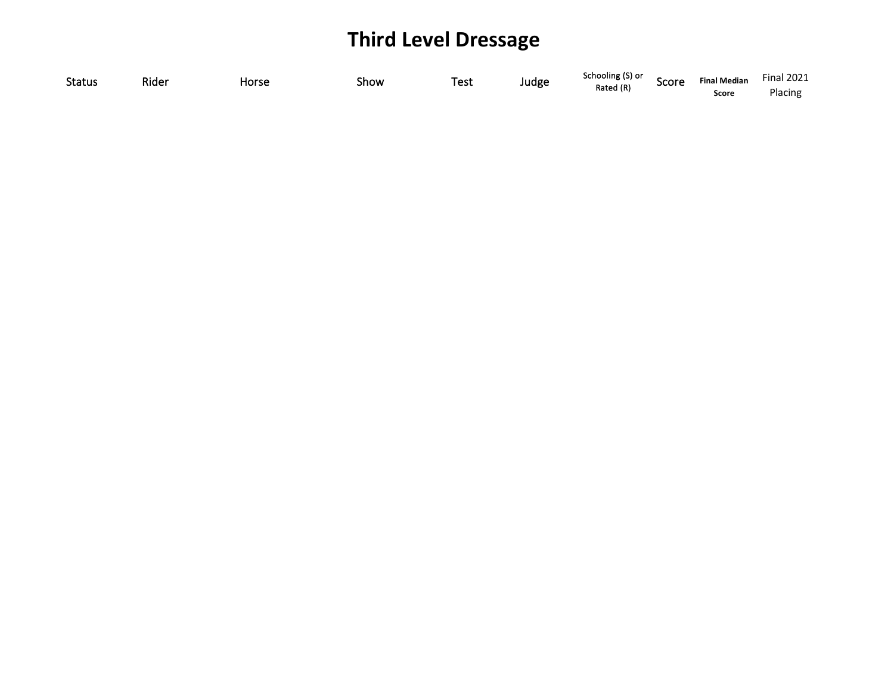# Third Level Dressage

| Status | Rider | Horse | Show | Test | Judge | Schooling (S) or Rated (R) | Score | Final Median Score | Final 2021 Placing |
|---|---|---|---|---|---|---|---|---|---|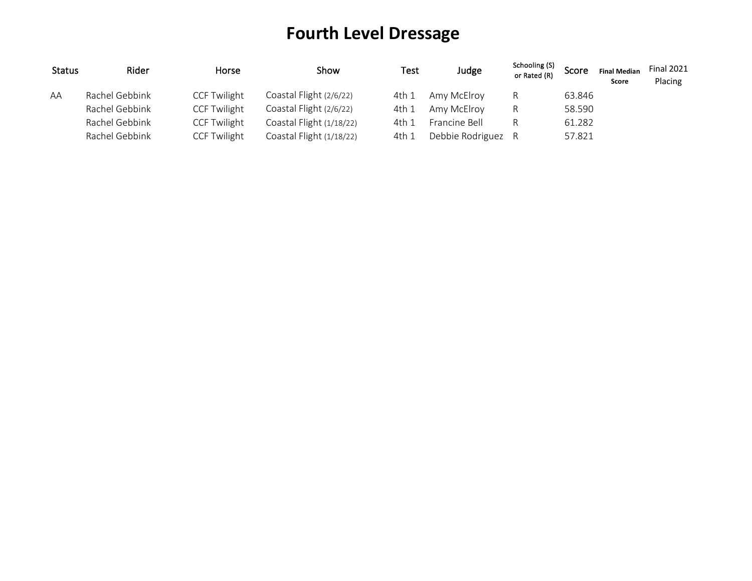# Fourth Level Dressage

| Status | Rider | Horse | Show | Test | Judge | Schooling (S) or Rated (R) | Score | Final Median Score | Final 2021 Placing |
|---|---|---|---|---|---|---|---|---|---|
| AA | Rachel Gebbink | CCF Twilight | Coastal Flight (2/6/22) | 4th 1 | Amy McElroy | R | 63.846 | | |
| | Rachel Gebbink | CCF Twilight | Coastal Flight (2/6/22) | 4th 1 | Amy McElroy | R | 58.590 | | |
| | Rachel Gebbink | CCF Twilight | Coastal Flight (1/18/22) | 4th 1 | Francine Bell | R | 61.282 | | |
| | Rachel Gebbink | CCF Twilight | Coastal Flight (1/18/22) | 4th 1 | Debbie Rodriguez | R | 57.821 | | |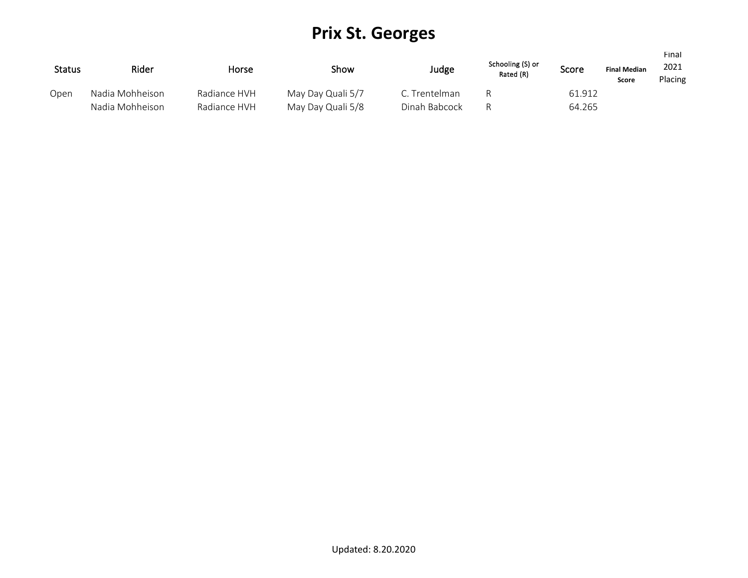# Prix St. Georges

| Status | Rider | Horse | Show | Judge | Schooling (S) or Rated (R) | Score | Final Median Score | Final 2021 Placing |
|---|---|---|---|---|---|---|---|---|
| Open | Nadia Mohheison | Radiance HVH | May Day Quali 5/7 | C. Trentelman | R | 61.912 | | |
| | Nadia Mohheison | Radiance HVH | May Day Quali 5/8 | Dinah Babcock | R | 64.265 | | |

Updated: 8.20.2020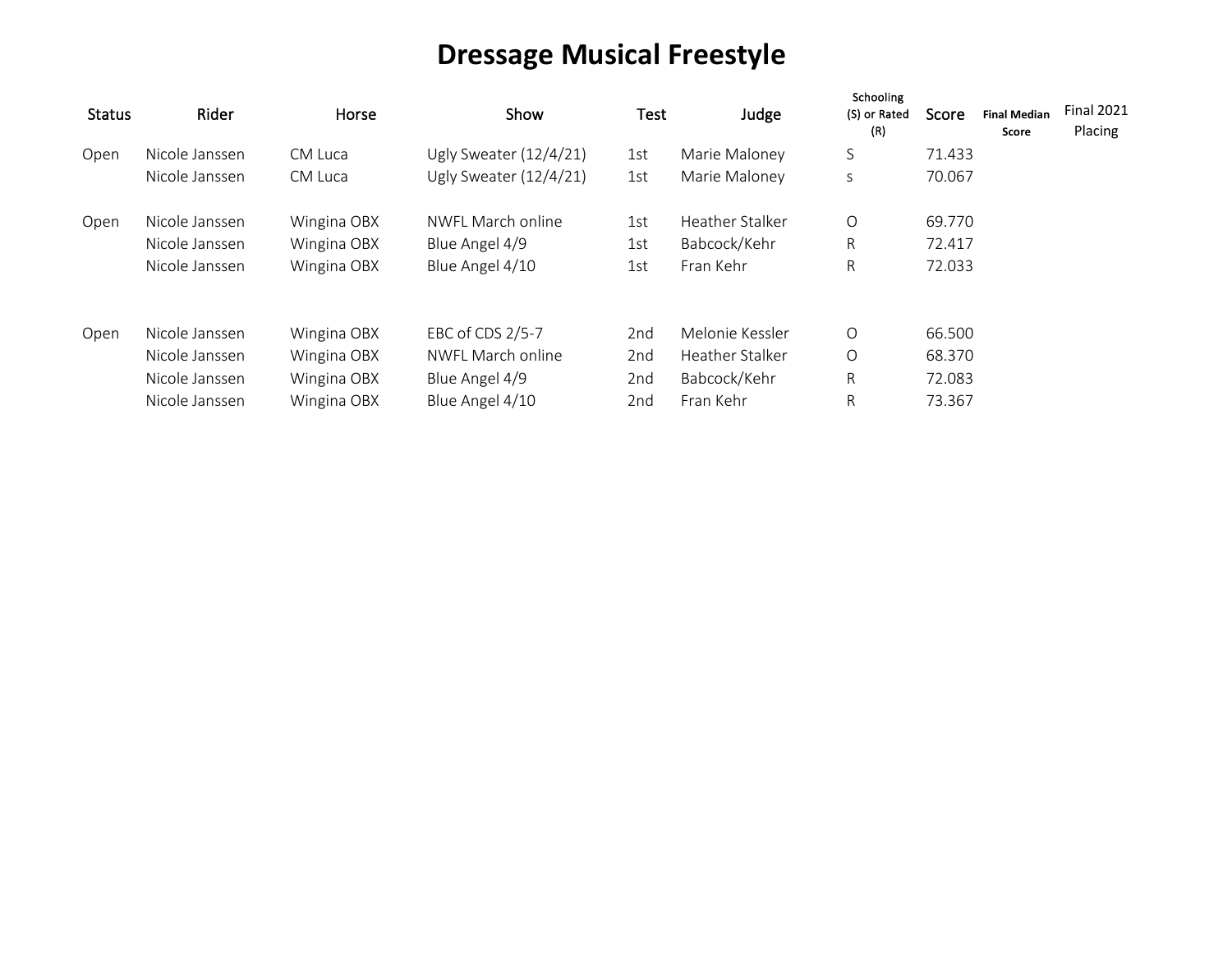# Dressage Musical Freestyle

| Status | Rider | Horse | Show | Test | Judge | Schooling (S) or Rated (R) | Score | Final Median Score | Final 2021 Placing |
|---|---|---|---|---|---|---|---|---|---|
| Open | Nicole Janssen | CM Luca | Ugly Sweater (12/4/21) | 1st | Marie Maloney | S | 71.433 | | |
| | Nicole Janssen | CM Luca | Ugly Sweater (12/4/21) | 1st | Marie Maloney | s | 70.067 | | |
| | | | | | | | | | |
| Open | Nicole Janssen | Wingina OBX | NWFL March online | 1st | Heather Stalker | O | 69.770 | | |
| | Nicole Janssen | Wingina OBX | Blue Angel 4/9 | 1st | Babcock/Kehr | R | 72.417 | | |
| | Nicole Janssen | Wingina OBX | Blue Angel 4/10 | 1st | Fran Kehr | R | 72.033 | | |
| | | | | | | | | | |
| Open | Nicole Janssen | Wingina OBX | EBC of CDS 2/5-7 | 2nd | Melonie Kessler | O | 66.500 | | |
| | Nicole Janssen | Wingina OBX | NWFL March online | 2nd | Heather Stalker | O | 68.370 | | |
| | Nicole Janssen | Wingina OBX | Blue Angel 4/9 | 2nd | Babcock/Kehr | R | 72.083 | | |
| | Nicole Janssen | Wingina OBX | Blue Angel 4/10 | 2nd | Fran Kehr | R | 73.367 | | |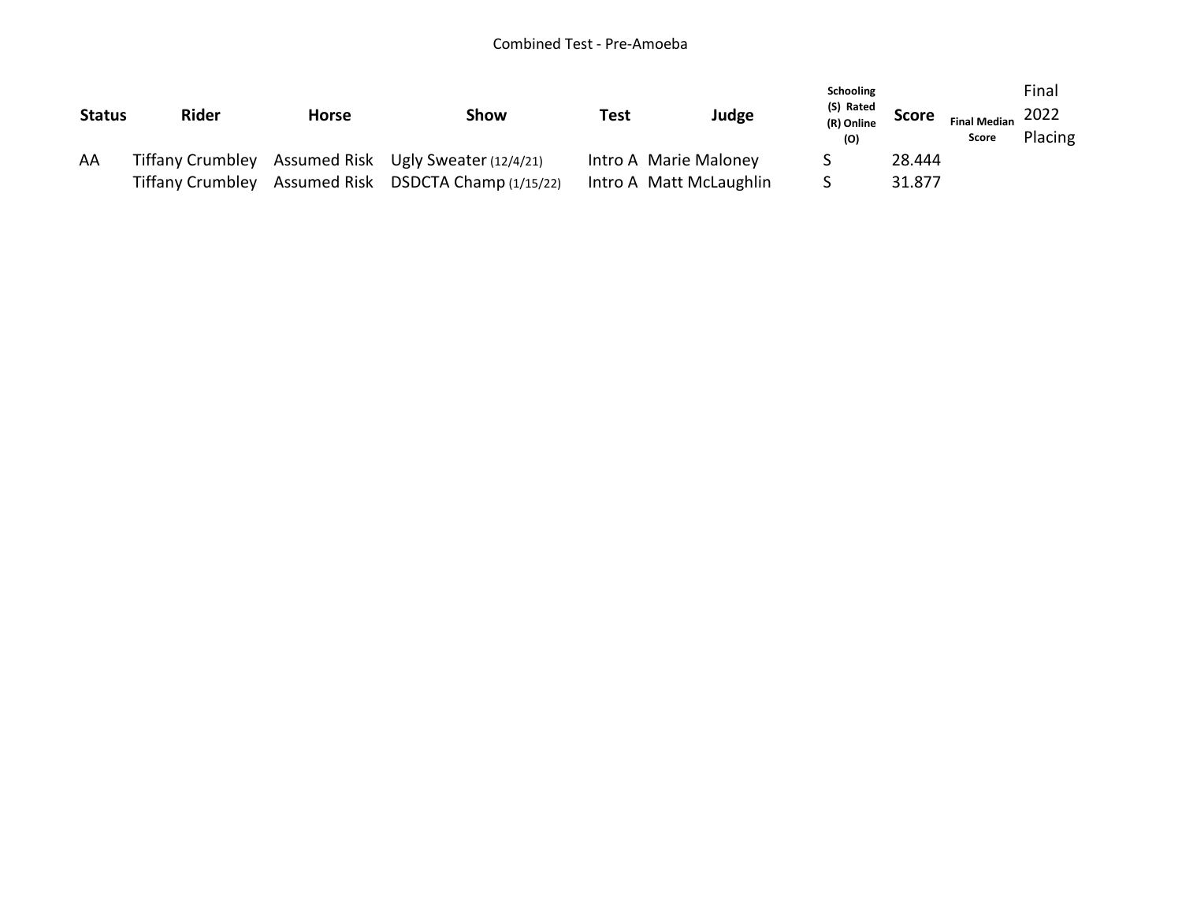Combined Test - Pre-Amoeba

| Status | Rider | Horse | Show | Test | Judge | Schooling (S) Rated (R) Online (O) | Score | Final Median Score | Final 2022 Placing |
|---|---|---|---|---|---|---|---|---|---|
| AA | Tiffany Crumbley | Assumed Risk | Ugly Sweater (12/4/21) | Intro A | Marie Maloney | S | 28.444 | | |
| | Tiffany Crumbley | Assumed Risk | DSDCTA Champ (1/15/22) | Intro A | Matt McLaughlin | S | 31.877 | | |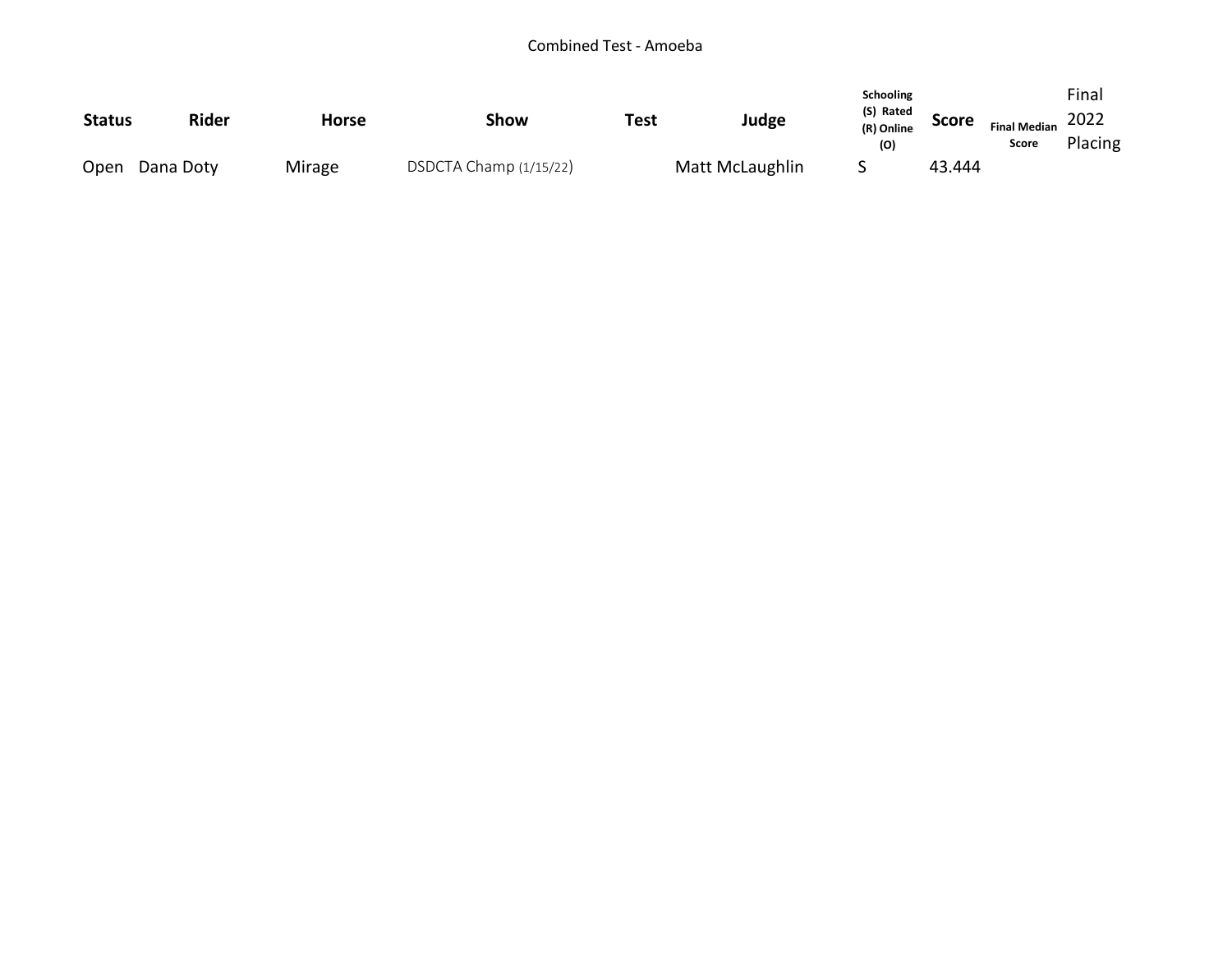Combined Test - Amoeba

| Status | Rider | Horse | Show | Test | Judge | Schooling (S) Rated (R) Online (O) | Score | Final Median Score | Final 2022 Placing |
|---|---|---|---|---|---|---|---|---|---|
| Open | Dana Doty | Mirage | DSDCTA Champ (1/15/22) | | Matt McLaughlin | S | 43.444 | | |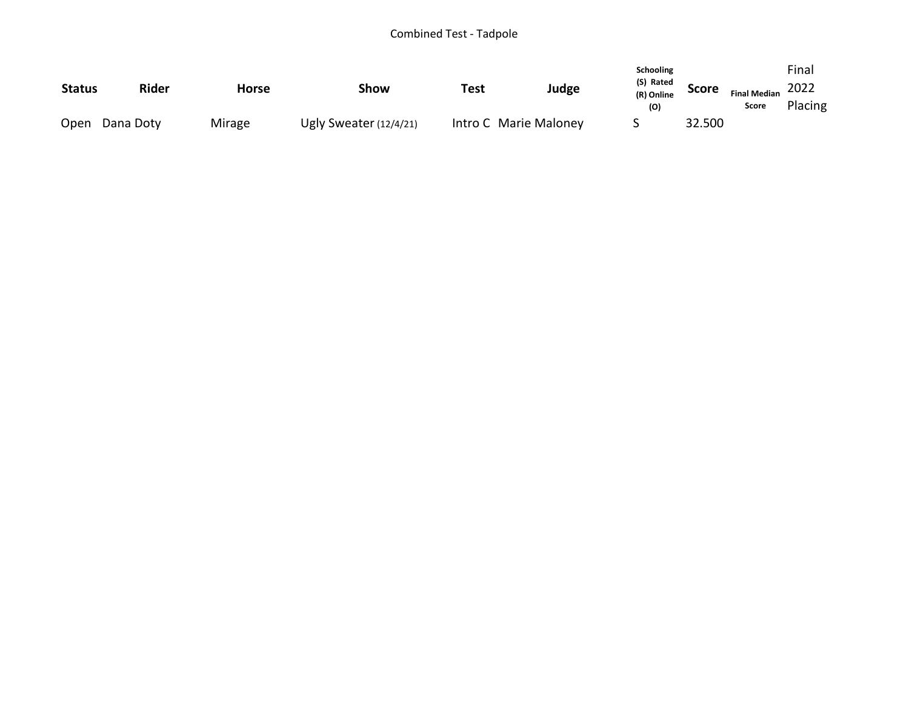Combined Test - Tadpole

| Status | Rider | Horse | Show | Test | Judge | Schooling (S) Rated (R) Online (O) | Score | Final Median Score | Final 2022 Placing |
|---|---|---|---|---|---|---|---|---|---|
| Open | Dana Doty | Mirage | Ugly Sweater (12/4/21) | Intro C | Marie Maloney | S | 32.500 | | |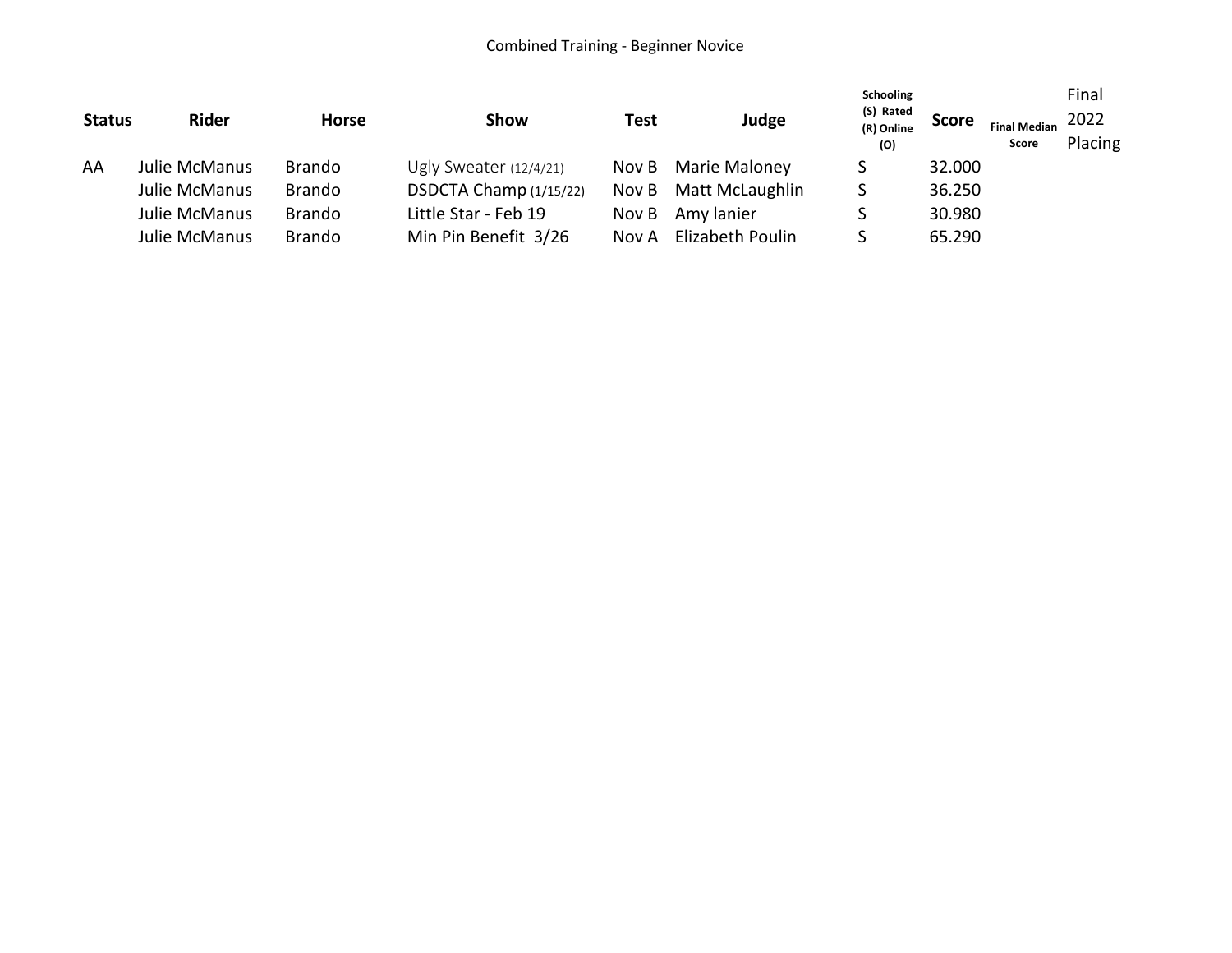Combined Training - Beginner Novice

| Status | Rider | Horse | Show | Test | Judge | Schooling (S) Rated (R) Online (O) | Score | Final Median Score | Final 2022 Placing |
|---|---|---|---|---|---|---|---|---|---|
| AA | Julie McManus | Brando | Ugly Sweater (12/4/21) | Nov B | Marie Maloney | S | 32.000 | | |
| | Julie McManus | Brando | DSDCTA Champ (1/15/22) | Nov B | Matt McLaughlin | S | 36.250 | | |
| | Julie McManus | Brando | Little Star - Feb 19 | Nov B | Amy lanier | S | 30.980 | | |
| | Julie McManus | Brando | Min Pin Benefit 3/26 | Nov A | Elizabeth Poulin | S | 65.290 | | |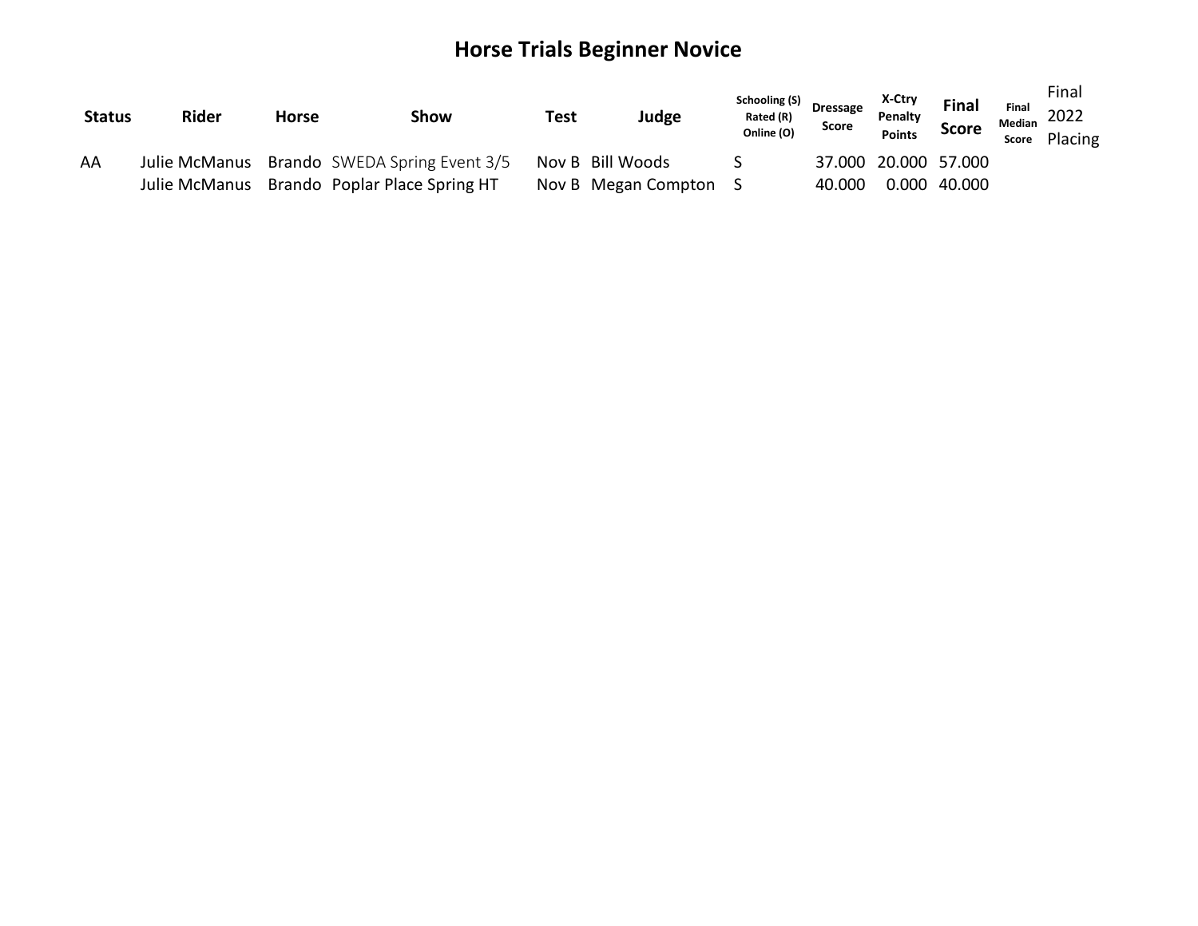# Horse Trials Beginner Novice

| Status | Rider | Horse | Show | Test | Judge | Schooling (S) Rated (R) Online (O) | Dressage Score | X-Ctry Penalty Points | Final Score | Final Median Score | Final 2022 Placing |
|---|---|---|---|---|---|---|---|---|---|---|---|
| AA | Julie McManus | Brando | SWEDA Spring Event 3/5 | Nov B | Bill Woods | S | 37.000 | 20.000 | 57.000 | | |
| | Julie McManus | Brando | Poplar Place Spring HT | Nov B | Megan Compton | S | 40.000 | 0.000 | 40.000 | | |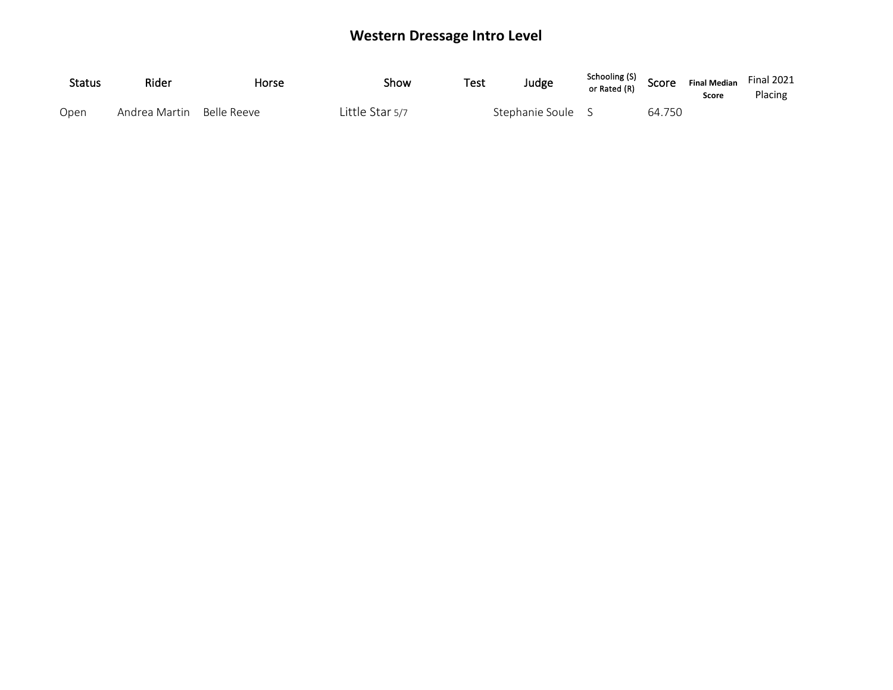# Western Dressage Intro Level

| Status | Rider | Horse | Show | Test | Judge | Schooling (S) or Rated (R) | Score | Final Median Score | Final 2021 Placing |
|---|---|---|---|---|---|---|---|---|---|
| Open | Andrea Martin | Belle Reeve | Little Star 5/7 | | Stephanie Soule | S | 64.750 | | |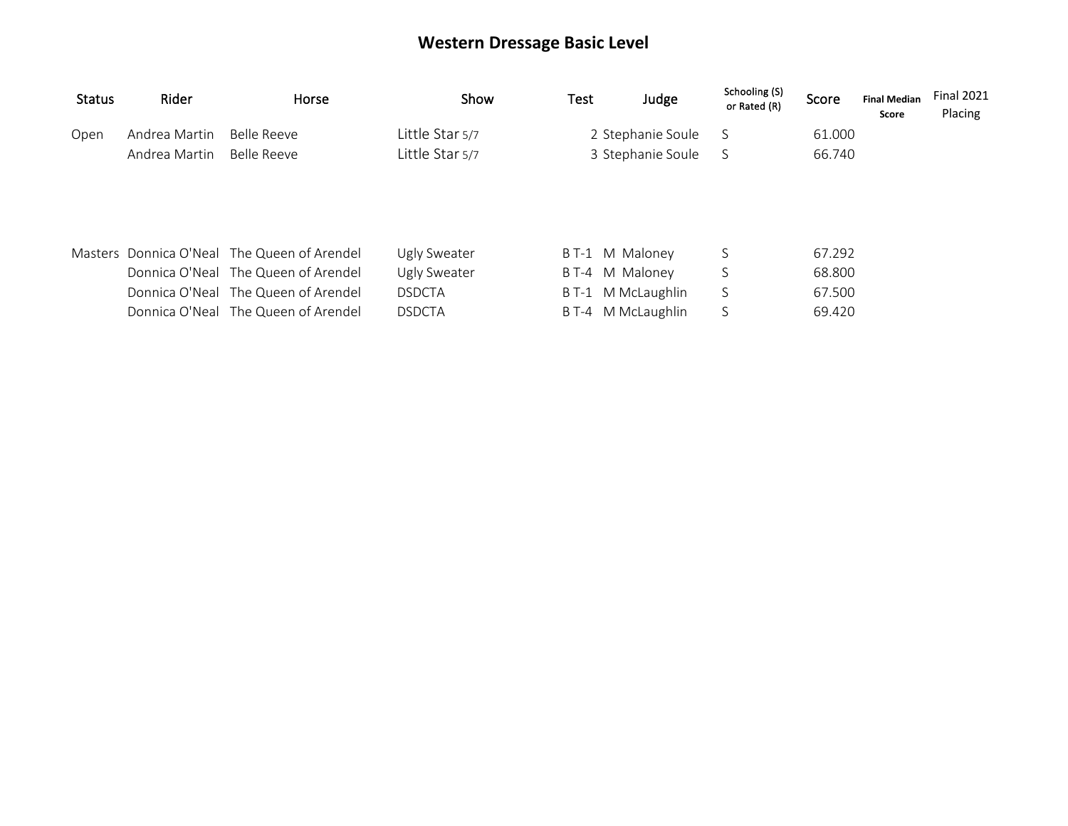# Western Dressage Basic Level

| Status | Rider | Horse | Show | Test | Judge | Schooling (S) or Rated (R) | Score | Final Median Score | Final 2021 Placing |
|---|---|---|---|---|---|---|---|---|---|
| Open | Andrea Martin | Belle Reeve | Little Star 5/7 | 2 | Stephanie Soule | S | 61.000 | | |
| | Andrea Martin | Belle Reeve | Little Star 5/7 | 3 | Stephanie Soule | S | 66.740 | | |
| Masters | Donnica O'Neal | The Queen of Arendel | Ugly Sweater | B T-1 | M Maloney | S | 67.292 | | |
| | Donnica O'Neal | The Queen of Arendel | Ugly Sweater | B T-4 | M Maloney | S | 68.800 | | |
| | Donnica O'Neal | The Queen of Arendel | DSDCTA | B T-1 | M McLaughlin | S | 67.500 | | |
| | Donnica O'Neal | The Queen of Arendel | DSDCTA | B T-4 | M McLaughlin | S | 69.420 | | |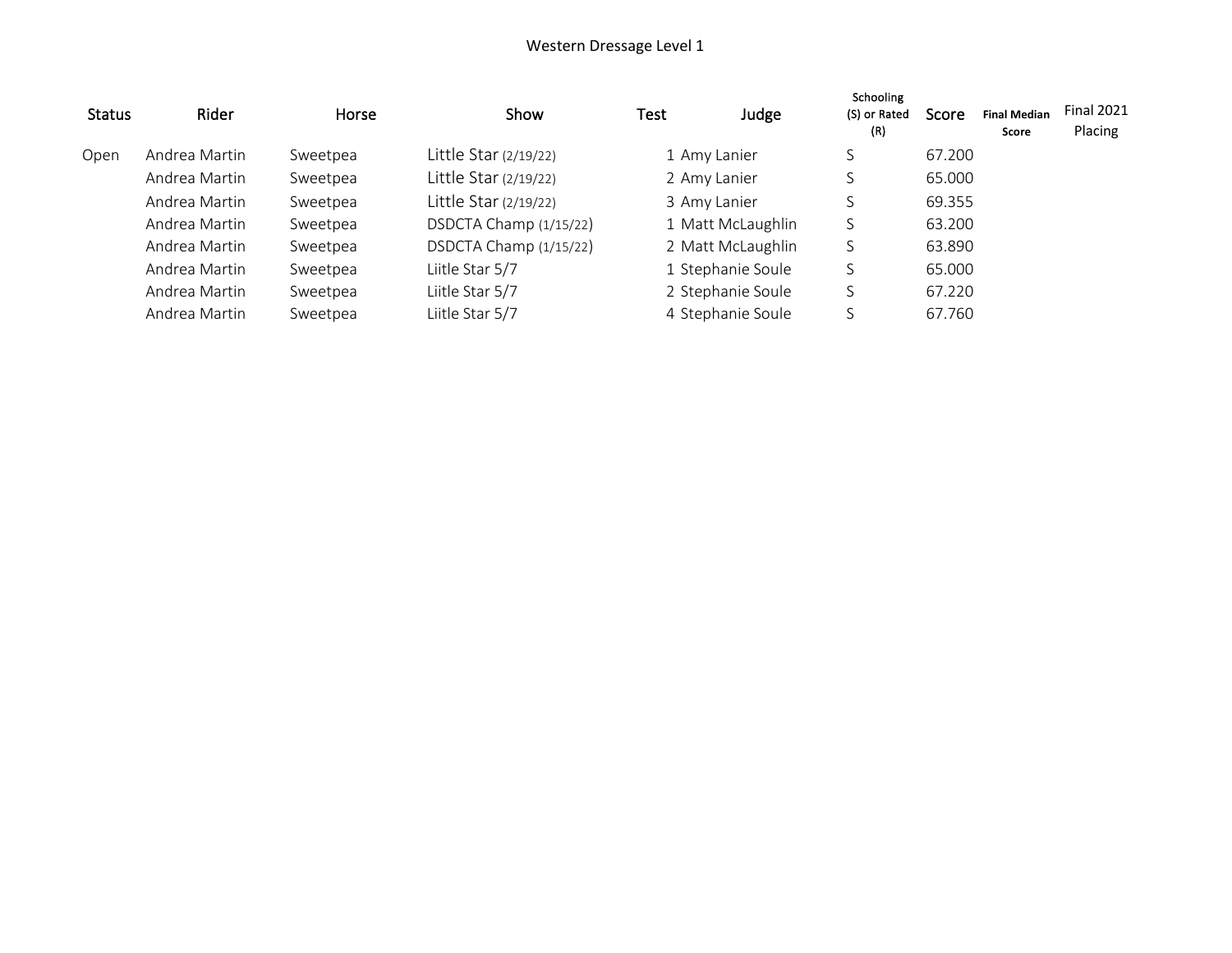# Western Dressage Level 1

| Status | Rider | Horse | Show | Test | Judge | Schooling (S) or Rated (R) | Score | Final Median Score | Final 2021 Placing |
|---|---|---|---|---|---|---|---|---|---|
| Open | Andrea Martin | Sweetpea | Little Star (2/19/22) | 1 | Amy Lanier | S | 67.200 | | |
| | Andrea Martin | Sweetpea | Little Star (2/19/22) | 2 | Amy Lanier | S | 65.000 | | |
| | Andrea Martin | Sweetpea | Little Star (2/19/22) | 3 | Amy Lanier | S | 69.355 | | |
| | Andrea Martin | Sweetpea | DSDCTA Champ (1/15/22) | 1 | Matt McLaughlin | S | 63.200 | | |
| | Andrea Martin | Sweetpea | DSDCTA Champ (1/15/22) | 2 | Matt McLaughlin | S | 63.890 | | |
| | Andrea Martin | Sweetpea | Liitle Star 5/7 | 1 | Stephanie Soule | S | 65.000 | | |
| | Andrea Martin | Sweetpea | Liitle Star 5/7 | 2 | Stephanie Soule | S | 67.220 | | |
| | Andrea Martin | Sweetpea | Liitle Star 5/7 | 4 | Stephanie Soule | S | 67.760 | | |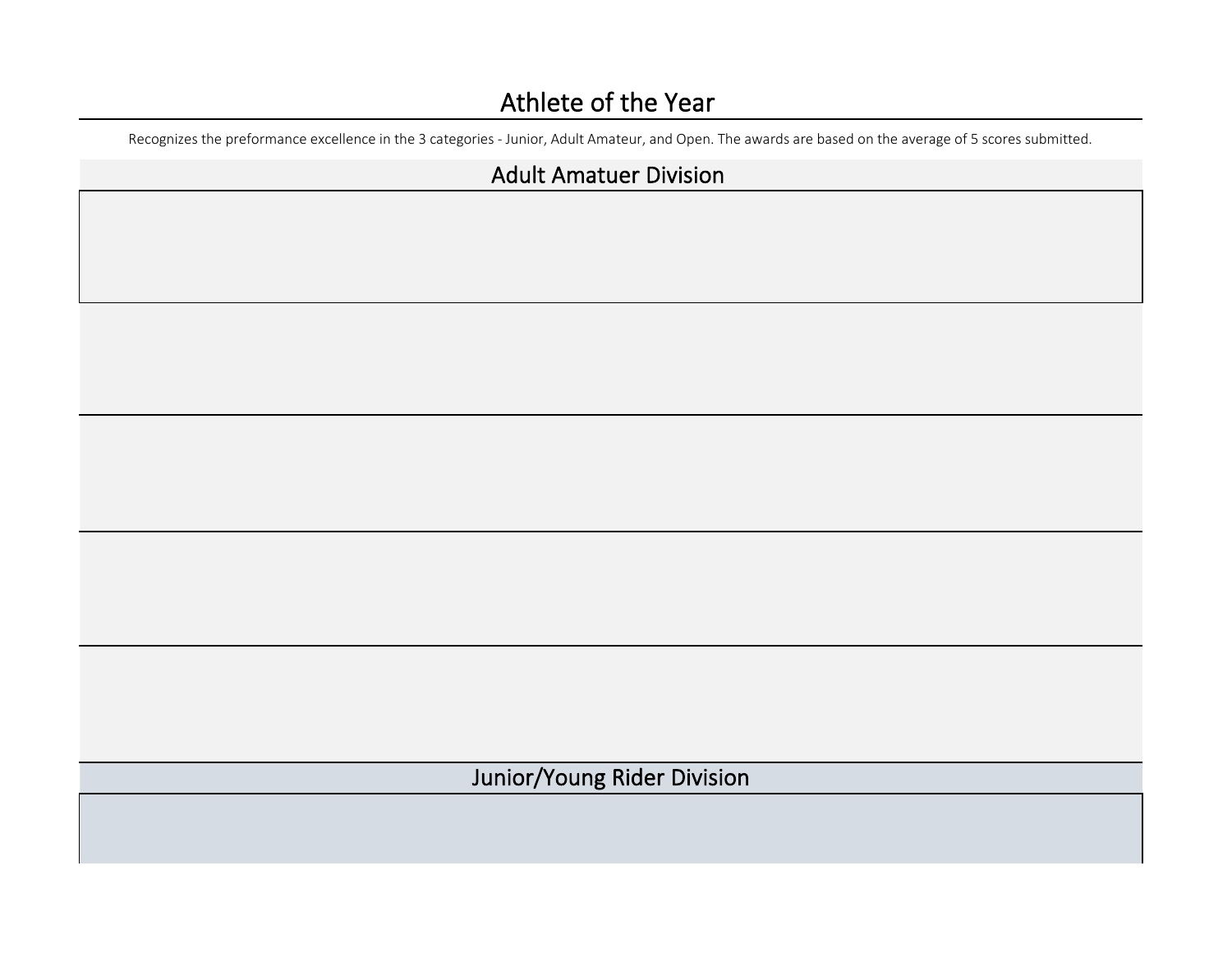# Athlete of the Year

Recognizes the preformance excellence in the 3 categories - Junior, Adult Amateur, and Open. The awards are based on the average of 5 scores submitted.

## Adult Amatuer Division

## Junior/Young Rider Division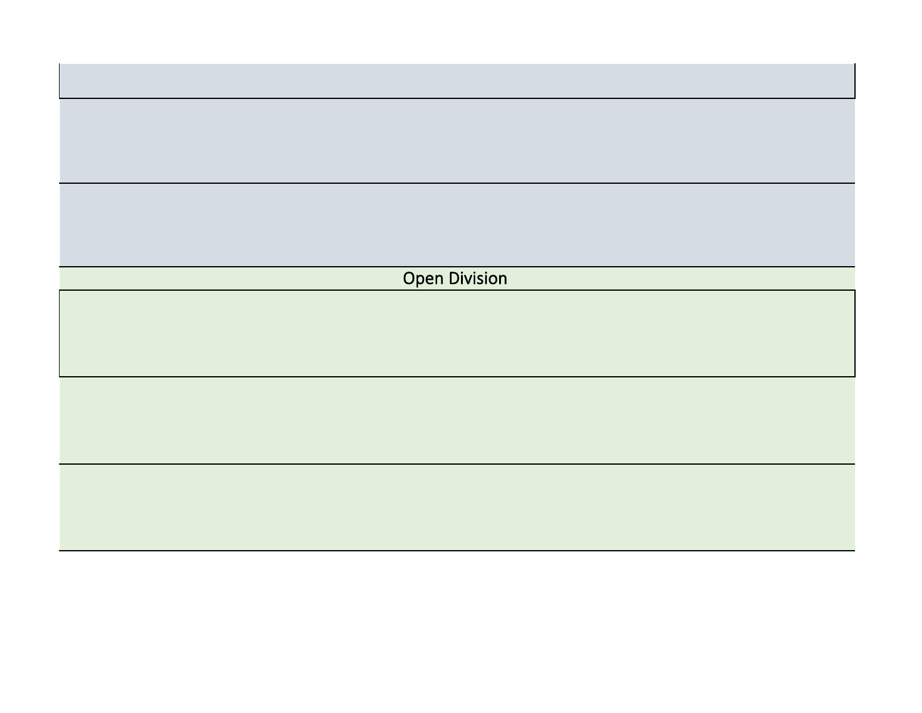Open Division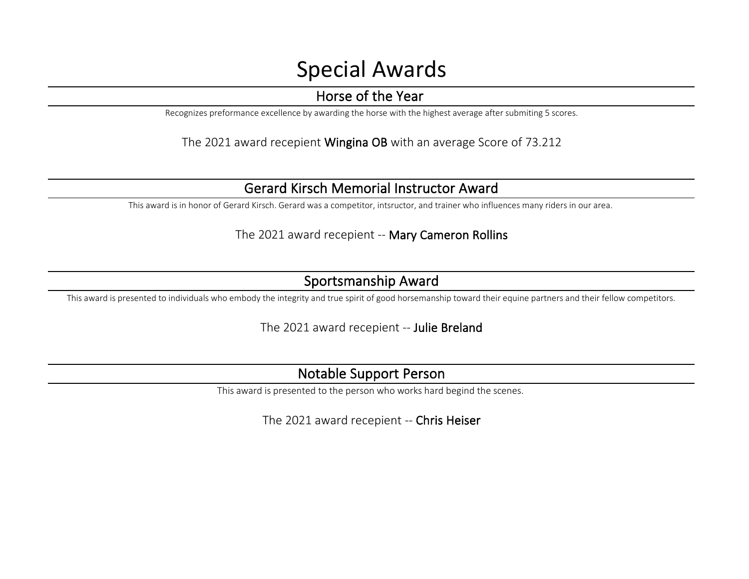# Special Awards

## Horse of the Year

Recognizes preformance excellence by awarding the horse with the highest average after submiting 5 scores.

The 2021 award recepient **Wingina OB** with an average Score of 73.212

## Gerard Kirsch Memorial Instructor Award

This award is in honor of Gerard Kirsch. Gerard was a competitor, intsructor, and trainer who influences many riders in our area.

The 2021 award recepient -- **Mary Cameron Rollins**

## Sportsmanship Award

This award is presented to individuals who embody the integrity and true spirit of good horsemanship toward their equine partners and their fellow competitors.

The 2021 award recepient -- **Julie Breland**

## Notable Support Person

This award is presented to the person who works hard begind the scenes.

The 2021 award recepient -- **Chris Heiser**